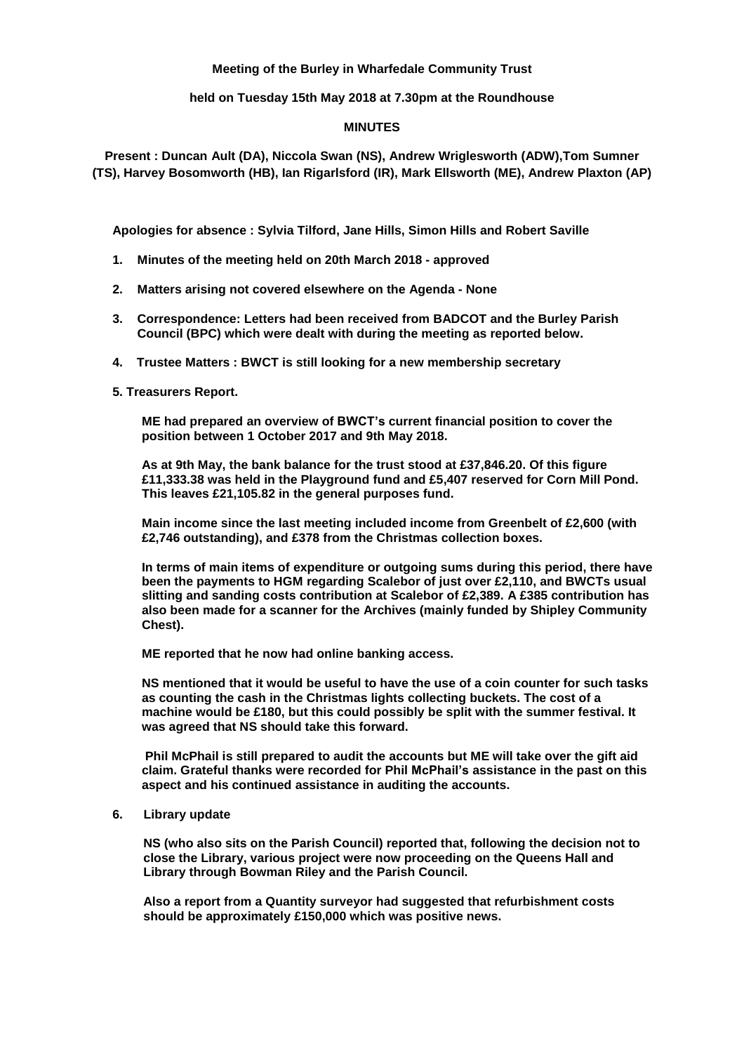**Meeting of the Burley in Wharfedale Community Trust**

**held on Tuesday 15th May 2018 at 7.30pm at the Roundhouse**

# MINUTES

**Present : Duncan Ault (DA), Niccola Swan (NS), Andrew Wriglesworth (ADW),Tom Sumner (TS), Harvey Bosomworth (HB), Ian Rigarlsford (IR), Mark Ellsworth (ME), Andrew Plaxton (AP)**

**Apologies for absence : Sylvia Tilford, Jane Hills, Simon Hills and Robert Saville**

1. **Minutes of the meeting held on 20th March 2018 - approved**
2. **Matters arising not covered elsewhere on the Agenda - None**
3. **Correspondence: Letters had been received from BADCOT and the Burley Parish Council (BPC) which were dealt with during the meeting as reported below.**
4. **Trustee Matters : BWCT is still looking for a new membership secretary**
5. **Treasurers Report.**

   **ME had prepared an overview of BWCT's current financial position to cover the position between 1 October 2017 and 9th May 2018.**

   **As at 9th May, the bank balance for the trust stood at £37,846.20. Of this figure £11,333.38 was held in the Playground fund and £5,407 reserved for Corn Mill Pond. This leaves £21,105.82 in the general purposes fund.**

   **Main income since the last meeting included income from Greenbelt of £2,600 (with £2,746 outstanding), and £378 from the Christmas collection boxes.**

   **In terms of main items of expenditure or outgoing sums during this period, there have been the payments to HGM regarding Scalebor of just over £2,110, and BWCTs usual slitting and sanding costs contribution at Scalebor of £2,389. A £385 contribution has also been made for a scanner for the Archives (mainly funded by Shipley Community Chest).**

   **ME reported that he now had online banking access.**

   **NS mentioned that it would be useful to have the use of a coin counter for such tasks as counting the cash in the Christmas lights collecting buckets. The cost of a machine would be £180, but this could possibly be split with the summer festival. It was agreed that NS should take this forward.**

   **Phil McPhail is still prepared to audit the accounts but ME will take over the gift aid claim. Grateful thanks were recorded for Phil McPhail's assistance in the past on this aspect and his continued assistance in auditing the accounts.**

6. **Library update**

   **NS (who also sits on the Parish Council) reported that, following the decision not to close the Library, various project were now proceeding on the Queens Hall and Library through Bowman Riley and the Parish Council.**

   **Also a report from a Quantity surveyor had suggested that refurbishment costs should be approximately £150,000 which was positive news.**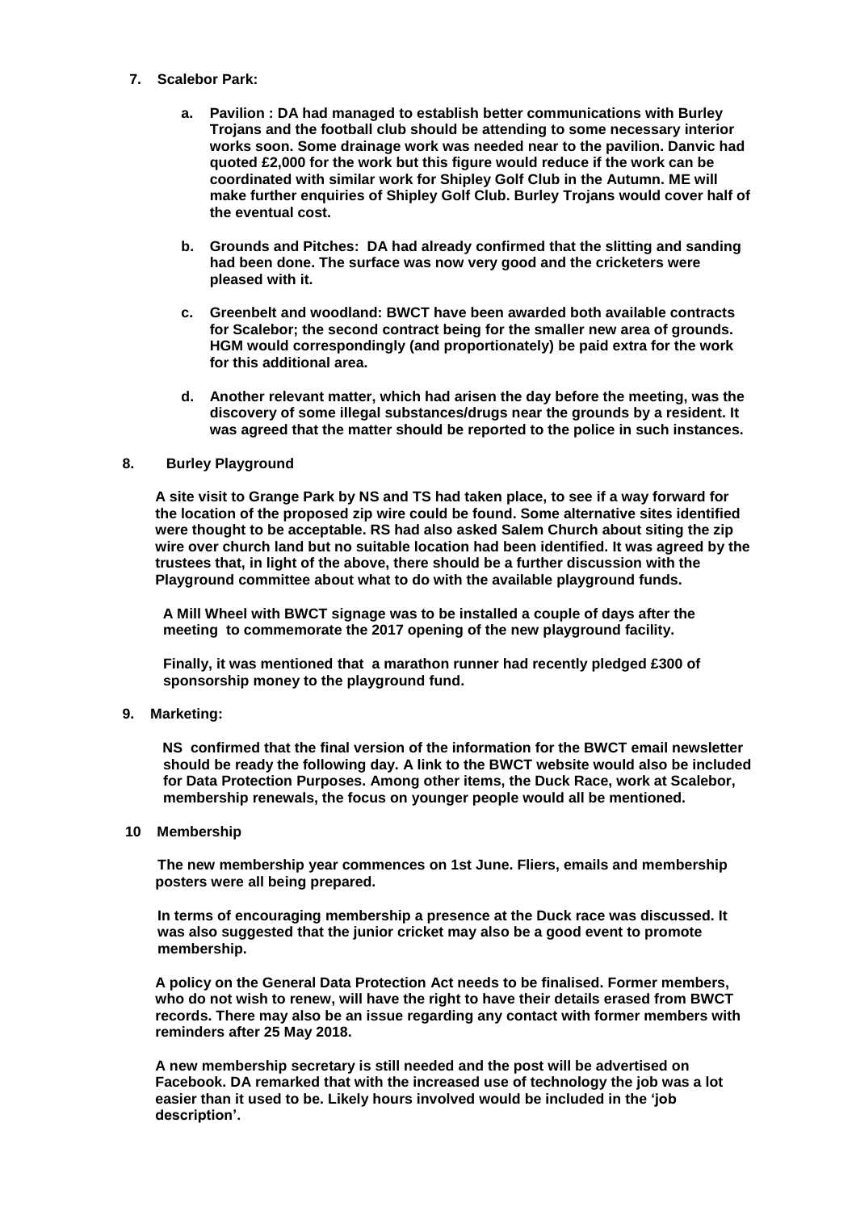7. **Scalebor Park:**

   a. **Pavilion : DA had managed to establish better communications with Burley Trojans and the football club should be attending to some necessary interior works soon. Some drainage work was needed near to the pavilion. Danvic had quoted £2,000 for the work but this figure would reduce if the work can be coordinated with similar work for Shipley Golf Club in the Autumn. ME will make further enquiries of Shipley Golf Club. Burley Trojans would cover half of the eventual cost.**

   b. **Grounds and Pitches: DA had already confirmed that the slitting and sanding had been done. The surface was now very good and the cricketers were pleased with it.**

   c. **Greenbelt and woodland: BWCT have been awarded both available contracts for Scalebor; the second contract being for the smaller new area of grounds. HGM would correspondingly (and proportionately) be paid extra for the work for this additional area.**

   d. **Another relevant matter, which had arisen the day before the meeting, was the discovery of some illegal substances/drugs near the grounds by a resident. It was agreed that the matter should be reported to the police in such instances.**

8. **Burley Playground**

**A site visit to Grange Park by NS and TS had taken place, to see if a way forward for the location of the proposed zip wire could be found. Some alternative sites identified were thought to be acceptable. RS had also asked Salem Church about siting the zip wire over church land but no suitable location had been identified. It was agreed by the trustees that, in light of the above, there should be a further discussion with the Playground committee about what to do with the available playground funds.**

**A Mill Wheel with BWCT signage was to be installed a couple of days after the meeting to commemorate the 2017 opening of the new playground facility.**

**Finally, it was mentioned that a marathon runner had recently pledged £300 of sponsorship money to the playground fund.**

9. **Marketing:**

**NS confirmed that the final version of the information for the BWCT email newsletter should be ready the following day. A link to the BWCT website would also be included for Data Protection Purposes. Among other items, the Duck Race, work at Scalebor, membership renewals, the focus on younger people would all be mentioned.**

10 **Membership**

**The new membership year commences on 1st June. Fliers, emails and membership posters were all being prepared.**

**In terms of encouraging membership a presence at the Duck race was discussed. It was also suggested that the junior cricket may also be a good event to promote membership.**

**A policy on the General Data Protection Act needs to be finalised. Former members, who do not wish to renew, will have the right to have their details erased from BWCT records. There may also be an issue regarding any contact with former members with reminders after 25 May 2018.**

**A new membership secretary is still needed and the post will be advertised on Facebook. DA remarked that with the increased use of technology the job was a lot easier than it used to be. Likely hours involved would be included in the 'job description'.**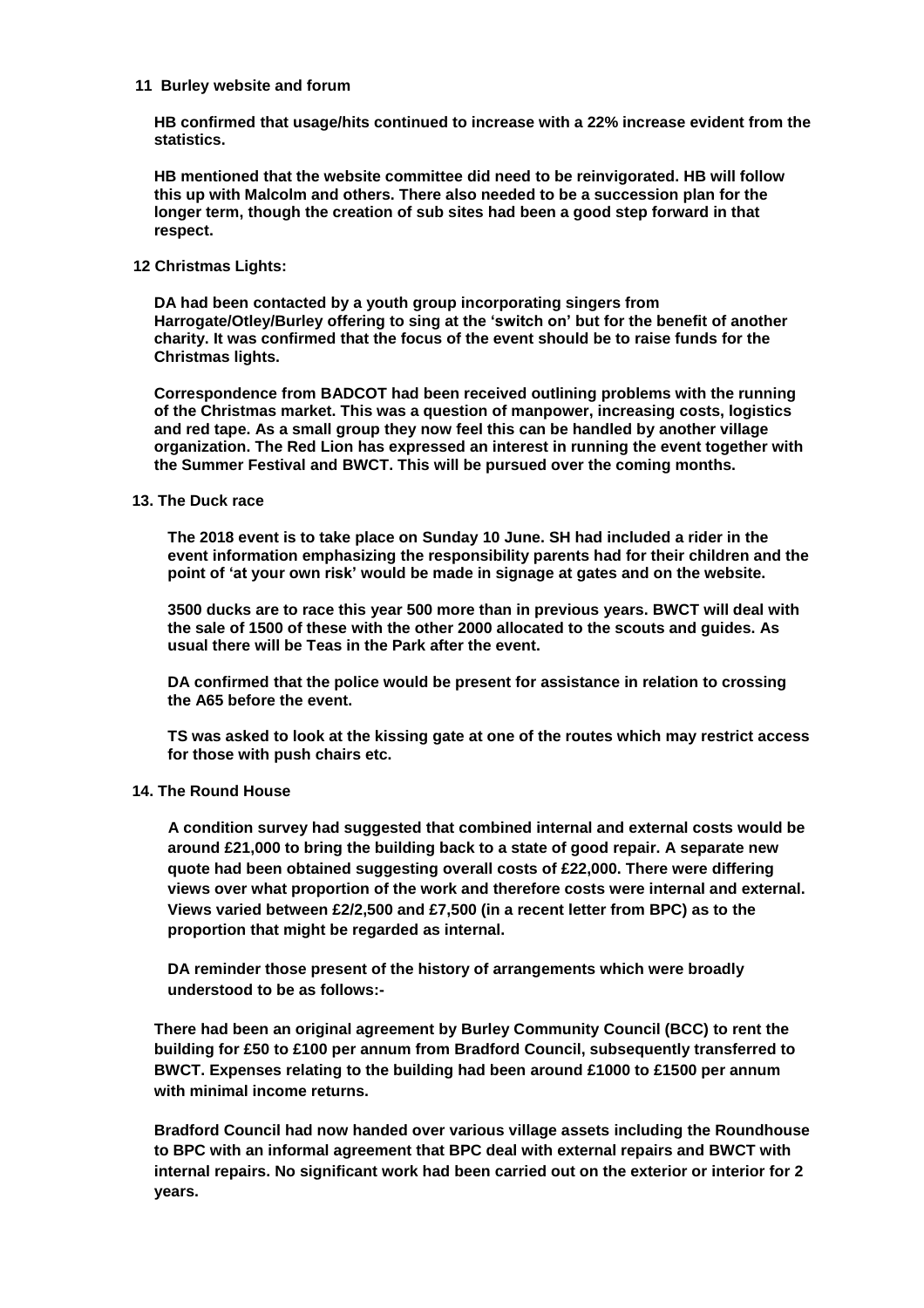**11 Burley website and forum**

**HB confirmed that usage/hits continued to increase with a 22% increase evident from the statistics.**

**HB mentioned that the website committee did need to be reinvigorated. HB will follow this up with Malcolm and others. There also needed to be a succession plan for the longer term, though the creation of sub sites had been a good step forward in that respect.**

**12 Christmas Lights:**

**DA had been contacted by a youth group incorporating singers from Harrogate/Otley/Burley offering to sing at the 'switch on' but for the benefit of another charity. It was confirmed that the focus of the event should be to raise funds for the Christmas lights.**

**Correspondence from BADCOT had been received outlining problems with the running of the Christmas market. This was a question of manpower, increasing costs, logistics and red tape. As a small group they now feel this can be handled by another village organization. The Red Lion has expressed an interest in running the event together with the Summer Festival and BWCT. This will be pursued over the coming months.**

**13. The Duck race**

**The 2018 event is to take place on Sunday 10 June. SH had included a rider in the event information emphasizing the responsibility parents had for their children and the point of 'at your own risk' would be made in signage at gates and on the website.**

**3500 ducks are to race this year 500 more than in previous years. BWCT will deal with the sale of 1500 of these with the other 2000 allocated to the scouts and guides. As usual there will be Teas in the Park after the event.**

**DA confirmed that the police would be present for assistance in relation to crossing the A65 before the event.**

**TS was asked to look at the kissing gate at one of the routes which may restrict access for those with push chairs etc.**

**14. The Round House**

**A condition survey had suggested that combined internal and external costs would be around £21,000 to bring the building back to a state of good repair. A separate new quote had been obtained suggesting overall costs of £22,000. There were differing views over what proportion of the work and therefore costs were internal and external. Views varied between £2/2,500 and £7,500 (in a recent letter from BPC) as to the proportion that might be regarded as internal.**

**DA reminder those present of the history of arrangements which were broadly understood to be as follows:-**

**There had been an original agreement by Burley Community Council (BCC) to rent the building for £50 to £100 per annum from Bradford Council, subsequently transferred to BWCT. Expenses relating to the building had been around £1000 to £1500 per annum with minimal income returns.**

**Bradford Council had now handed over various village assets including the Roundhouse to BPC with an informal agreement that BPC deal with external repairs and BWCT with internal repairs. No significant work had been carried out on the exterior or interior for 2 years.**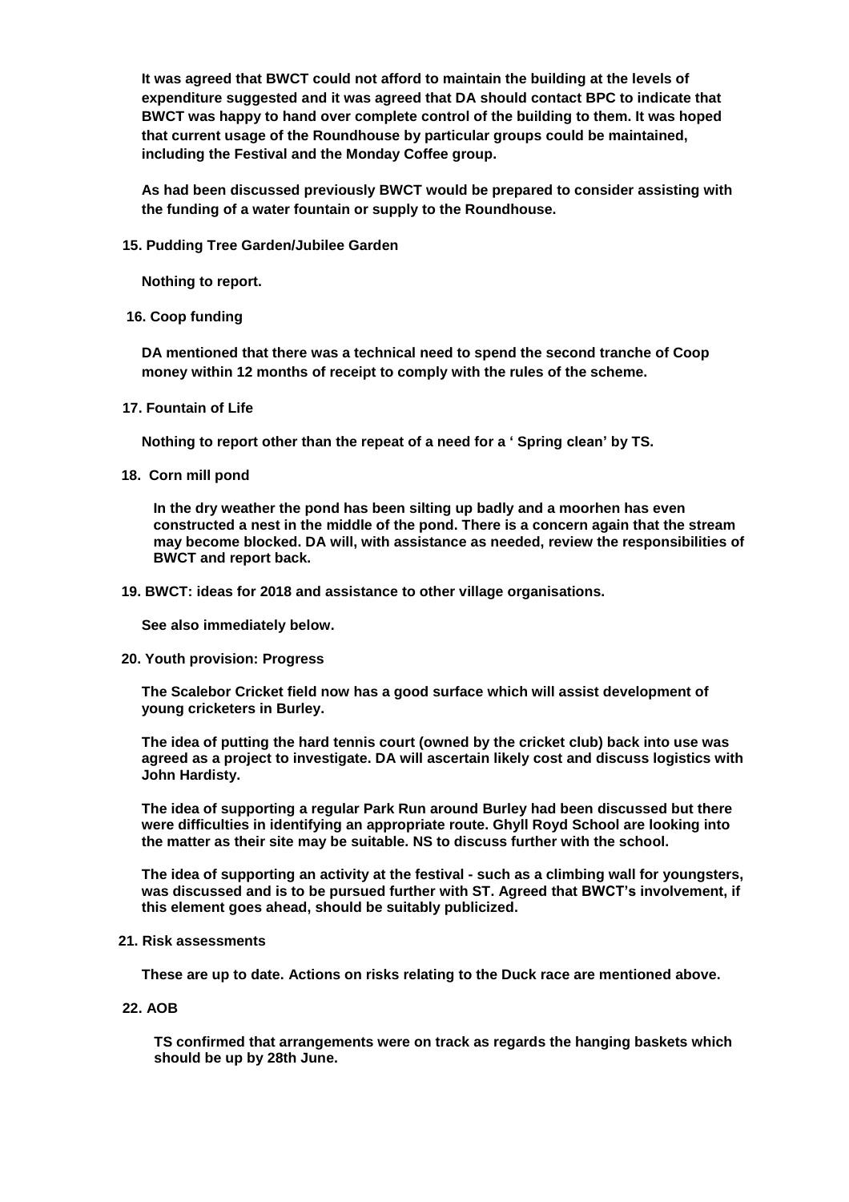**It was agreed that BWCT could not afford to maintain the building at the levels of expenditure suggested and it was agreed that DA should contact BPC to indicate that BWCT was happy to hand over complete control of the building to them. It was hoped that current usage of the Roundhouse by particular groups could be maintained, including the Festival and the Monday Coffee group.**

**As had been discussed previously BWCT would be prepared to consider assisting with the funding of a water fountain or supply to the Roundhouse.**

**15. Pudding Tree Garden/Jubilee Garden**

**Nothing to report.**

**16. Coop funding**

**DA mentioned that there was a technical need to spend the second tranche of Coop money within 12 months of receipt to comply with the rules of the scheme.**

**17. Fountain of Life**

**Nothing to report other than the repeat of a need for a ' Spring clean' by TS.**

**18. Corn mill pond**

**In the dry weather the pond has been silting up badly and a moorhen has even constructed a nest in the middle of the pond. There is a concern again that the stream may become blocked. DA will, with assistance as needed, review the responsibilities of BWCT and report back.**

**19. BWCT: ideas for 2018 and assistance to other village organisations.**

**See also immediately below.**

**20. Youth provision: Progress**

**The Scalebor Cricket field now has a good surface which will assist development of young cricketers in Burley.**

**The idea of putting the hard tennis court (owned by the cricket club) back into use was agreed as a project to investigate. DA will ascertain likely cost and discuss logistics with John Hardisty.**

**The idea of supporting a regular Park Run around Burley had been discussed but there were difficulties in identifying an appropriate route. Ghyll Royd School are looking into the matter as their site may be suitable. NS to discuss further with the school.**

**The idea of supporting an activity at the festival - such as a climbing wall for youngsters, was discussed and is to be pursued further with ST. Agreed that BWCT's involvement, if this element goes ahead, should be suitably publicized.**

**21. Risk assessments**

**These are up to date. Actions on risks relating to the Duck race are mentioned above.**

**22. AOB**

**TS confirmed that arrangements were on track as regards the hanging baskets which should be up by 28th June.**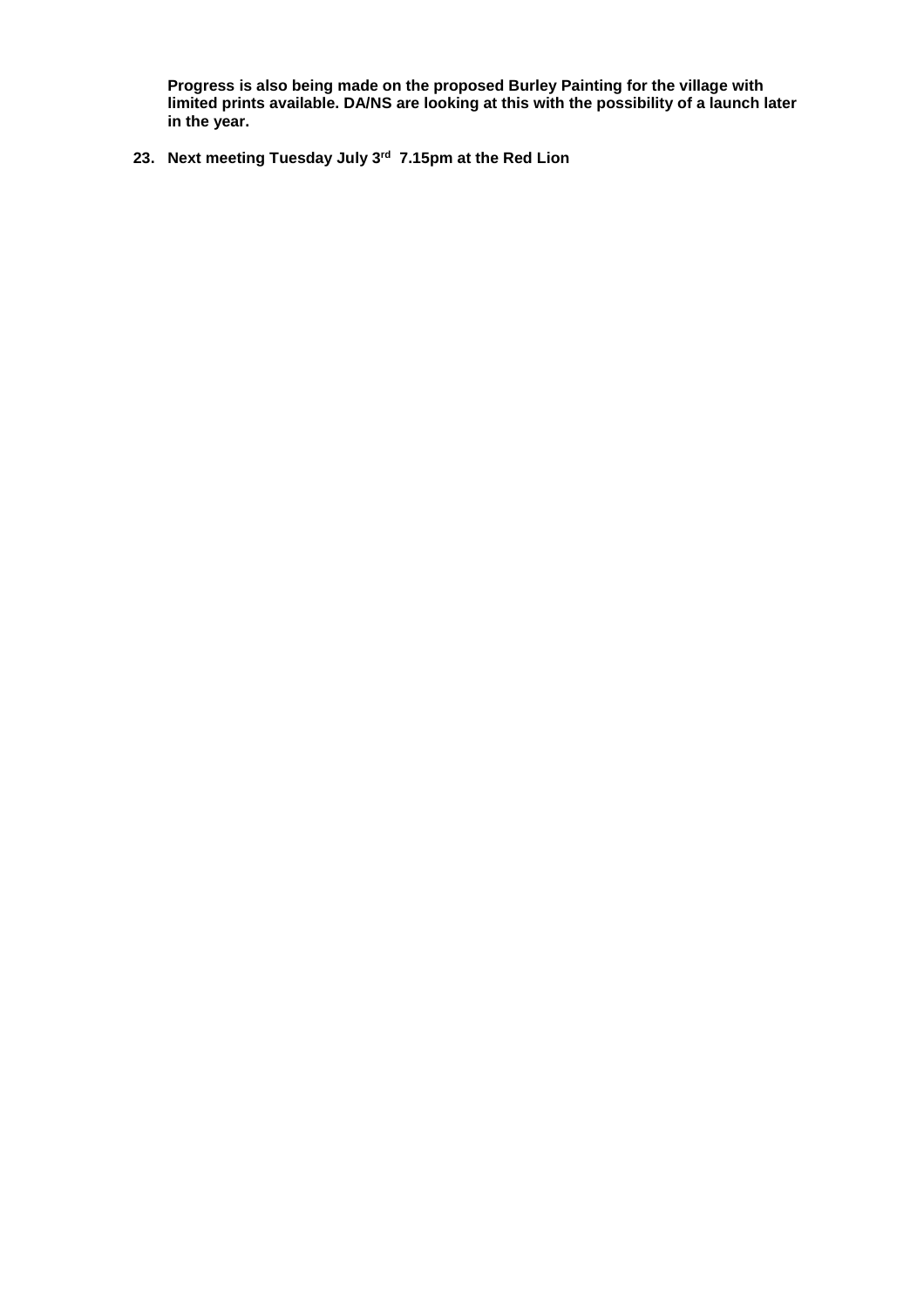**Progress is also being made on the proposed Burley Painting for the village with limited prints available. DA/NS are looking at this with the possibility of a launch later in the year.**

23. **Next meeting Tuesday July 3rd 7.15pm at the Red Lion**